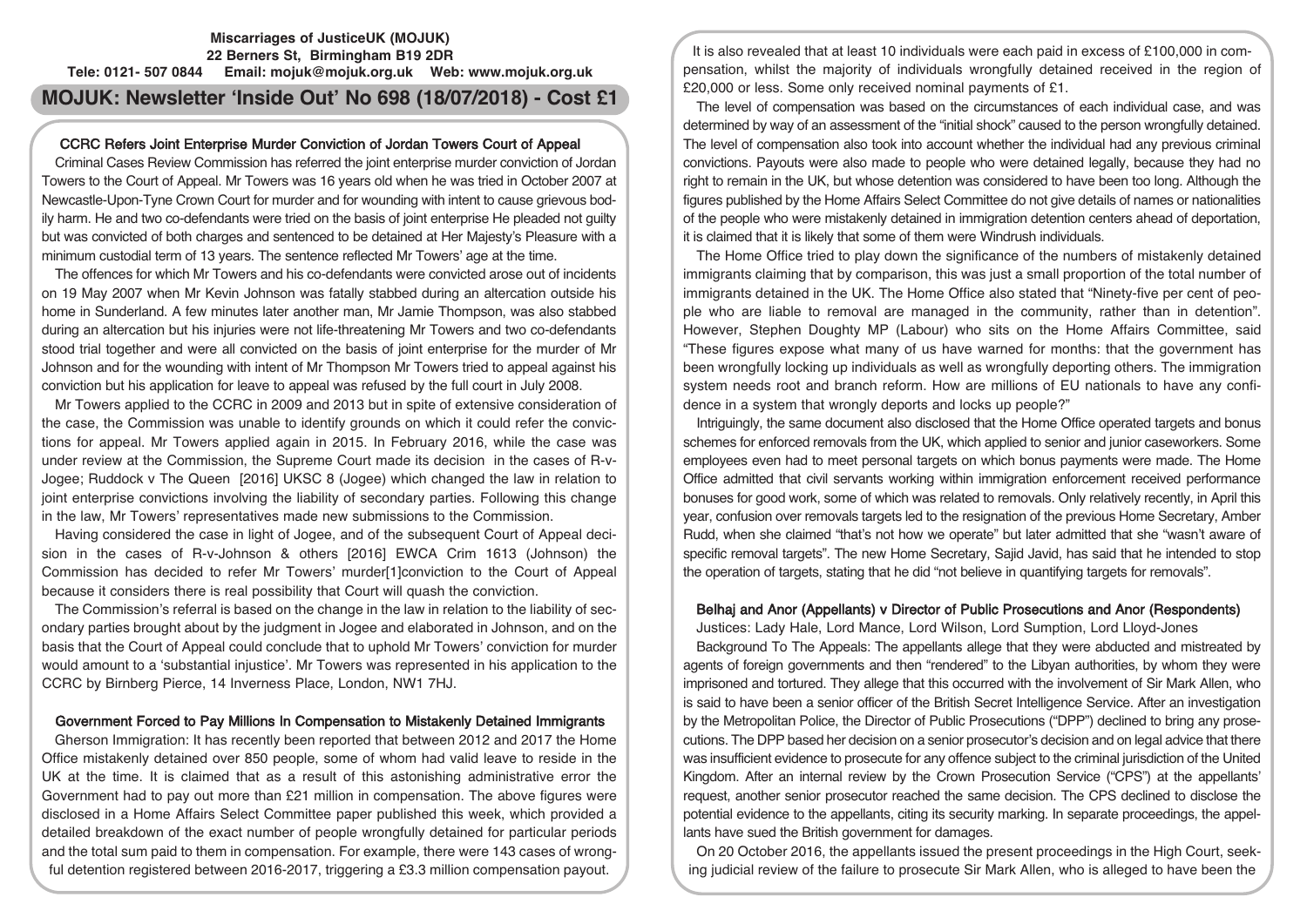**Miscarriages of JusticeUK (MOJUK)**
**22 Berners St, Birmingham B19 2DR**
**Tele: 0121- 507 0844 Email: mojuk@mojuk.org.uk Web: www.mojuk.org.uk**

# MOJUK: Newsletter 'Inside Out' No 698 (18/07/2018) - Cost £1

## CCRC Refers Joint Enterprise Murder Conviction of Jordan Towers Court of Appeal

Criminal Cases Review Commission has referred the joint enterprise murder conviction of Jordan Towers to the Court of Appeal. Mr Towers was 16 years old when he was tried in October 2007 at Newcastle-Upon-Tyne Crown Court for murder and for wounding with intent to cause grievous bodily harm. He and two co-defendants were tried on the basis of joint enterprise He pleaded not guilty but was convicted of both charges and sentenced to be detained at Her Majesty's Pleasure with a minimum custodial term of 13 years. The sentence reflected Mr Towers' age at the time.

The offences for which Mr Towers and his co-defendants were convicted arose out of incidents on 19 May 2007 when Mr Kevin Johnson was fatally stabbed during an altercation outside his home in Sunderland. A few minutes later another man, Mr Jamie Thompson, was also stabbed during an altercation but his injuries were not life-threatening Mr Towers and two co-defendants stood trial together and were all convicted on the basis of joint enterprise for the murder of Mr Johnson and for the wounding with intent of Mr Thompson Mr Towers tried to appeal against his conviction but his application for leave to appeal was refused by the full court in July 2008.

Mr Towers applied to the CCRC in 2009 and 2013 but in spite of extensive consideration of the case, the Commission was unable to identify grounds on which it could refer the convictions for appeal. Mr Towers applied again in 2015. In February 2016, while the case was under review at the Commission, the Supreme Court made its decision in the cases of R-v-Jogee; Ruddock v The Queen [2016] UKSC 8 (Jogee) which changed the law in relation to joint enterprise convictions involving the liability of secondary parties. Following this change in the law, Mr Towers' representatives made new submissions to the Commission.

Having considered the case in light of Jogee, and of the subsequent Court of Appeal decision in the cases of R-v-Johnson & others [2016] EWCA Crim 1613 (Johnson) the Commission has decided to refer Mr Towers' murder[1]conviction to the Court of Appeal because it considers there is real possibility that Court will quash the conviction.

The Commission's referral is based on the change in the law in relation to the liability of secondary parties brought about by the judgment in Jogee and elaborated in Johnson, and on the basis that the Court of Appeal could conclude that to uphold Mr Towers' conviction for murder would amount to a 'substantial injustice'. Mr Towers was represented in his application to the CCRC by Birnberg Pierce, 14 Inverness Place, London, NW1 7HJ.

## Government Forced to Pay Millions In Compensation to Mistakenly Detained Immigrants

Gherson Immigration: It has recently been reported that between 2012 and 2017 the Home Office mistakenly detained over 850 people, some of whom had valid leave to reside in the UK at the time. It is claimed that as a result of this astonishing administrative error the Government had to pay out more than £21 million in compensation. The above figures were disclosed in a Home Affairs Select Committee paper published this week, which provided a detailed breakdown of the exact number of people wrongfully detained for particular periods and the total sum paid to them in compensation. For example, there were 143 cases of wrongful detention registered between 2016-2017, triggering a £3.3 million compensation payout.

It is also revealed that at least 10 individuals were each paid in excess of £100,000 in compensation, whilst the majority of individuals wrongfully detained received in the region of £20,000 or less. Some only received nominal payments of £1.

The level of compensation was based on the circumstances of each individual case, and was determined by way of an assessment of the "initial shock" caused to the person wrongfully detained. The level of compensation also took into account whether the individual had any previous criminal convictions. Payouts were also made to people who were detained legally, because they had no right to remain in the UK, but whose detention was considered to have been too long. Although the figures published by the Home Affairs Select Committee do not give details of names or nationalities of the people who were mistakenly detained in immigration detention centers ahead of deportation, it is claimed that it is likely that some of them were Windrush individuals.

The Home Office tried to play down the significance of the numbers of mistakenly detained immigrants claiming that by comparison, this was just a small proportion of the total number of immigrants detained in the UK. The Home Office also stated that "Ninety-five per cent of people who are liable to removal are managed in the community, rather than in detention". However, Stephen Doughty MP (Labour) who sits on the Home Affairs Committee, said "These figures expose what many of us have warned for months: that the government has been wrongfully locking up individuals as well as wrongfully deporting others. The immigration system needs root and branch reform. How are millions of EU nationals to have any confidence in a system that wrongly deports and locks up people?"

Intriguingly, the same document also disclosed that the Home Office operated targets and bonus schemes for enforced removals from the UK, which applied to senior and junior caseworkers. Some employees even had to meet personal targets on which bonus payments were made. The Home Office admitted that civil servants working within immigration enforcement received performance bonuses for good work, some of which was related to removals. Only relatively recently, in April this year, confusion over removals targets led to the resignation of the previous Home Secretary, Amber Rudd, when she claimed "that's not how we operate" but later admitted that she "wasn't aware of specific removal targets". The new Home Secretary, Sajid Javid, has said that he intended to stop the operation of targets, stating that he did "not believe in quantifying targets for removals".

## Belhaj and Anor (Appellants) v Director of Public Prosecutions and Anor (Respondents)

Justices: Lady Hale, Lord Mance, Lord Wilson, Lord Sumption, Lord Lloyd-Jones

Background To The Appeals: The appellants allege that they were abducted and mistreated by agents of foreign governments and then "rendered" to the Libyan authorities, by whom they were imprisoned and tortured. They allege that this occurred with the involvement of Sir Mark Allen, who is said to have been a senior officer of the British Secret Intelligence Service. After an investigation by the Metropolitan Police, the Director of Public Prosecutions ("DPP") declined to bring any prosecutions. The DPP based her decision on a senior prosecutor's decision and on legal advice that there was insufficient evidence to prosecute for any offence subject to the criminal jurisdiction of the United Kingdom. After an internal review by the Crown Prosecution Service ("CPS") at the appellants' request, another senior prosecutor reached the same decision. The CPS declined to disclose the potential evidence to the appellants, citing its security marking. In separate proceedings, the appellants have sued the British government for damages.

On 20 October 2016, the appellants issued the present proceedings in the High Court, seeking judicial review of the failure to prosecute Sir Mark Allen, who is alleged to have been the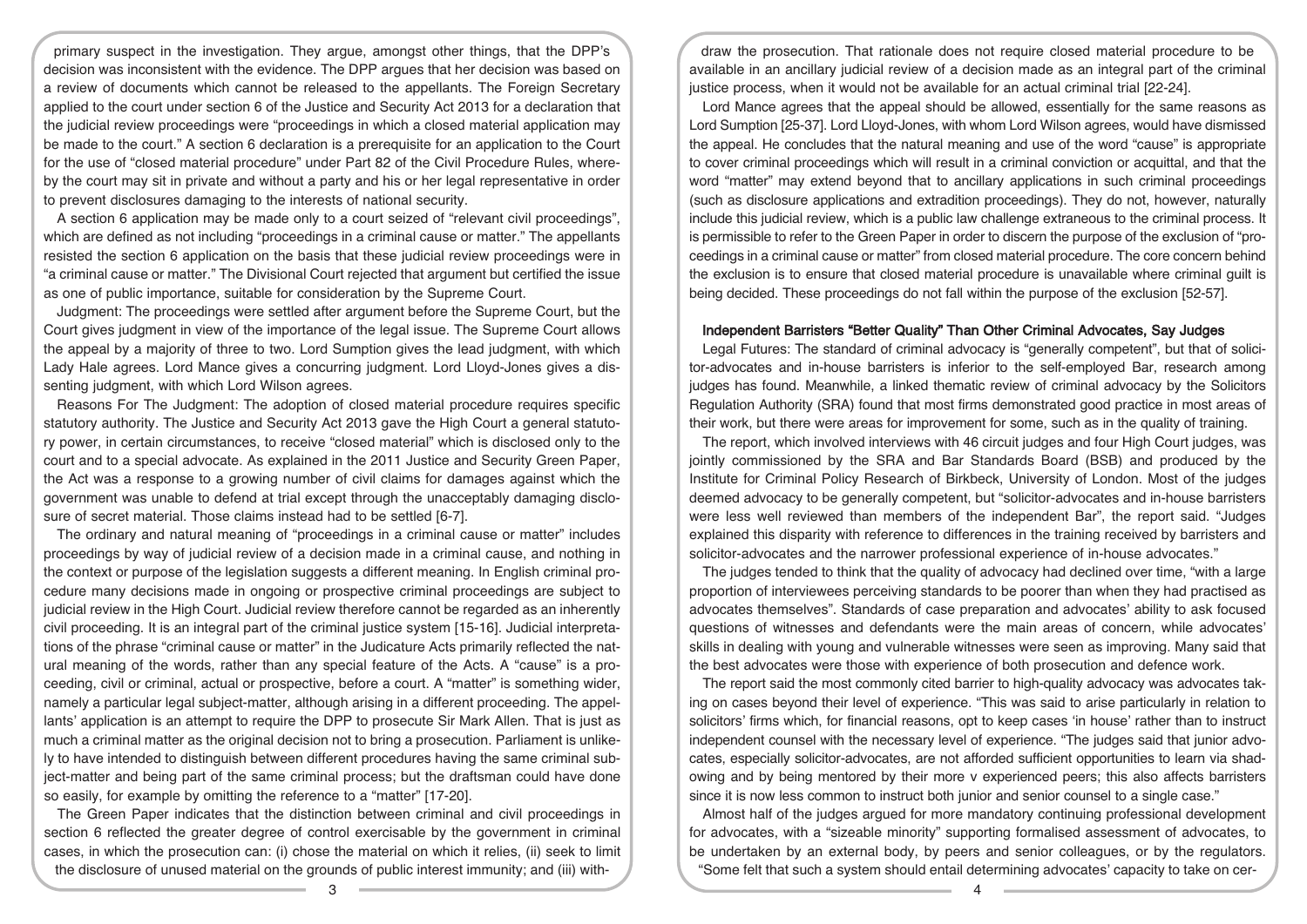primary suspect in the investigation. They argue, amongst other things, that the DPP's decision was inconsistent with the evidence. The DPP argues that her decision was based on a review of documents which cannot be released to the appellants. The Foreign Secretary applied to the court under section 6 of the Justice and Security Act 2013 for a declaration that the judicial review proceedings were "proceedings in which a closed material application may be made to the court." A section 6 declaration is a prerequisite for an application to the Court for the use of "closed material procedure" under Part 82 of the Civil Procedure Rules, whereby the court may sit in private and without a party and his or her legal representative in order to prevent disclosures damaging to the interests of national security.

A section 6 application may be made only to a court seized of "relevant civil proceedings", which are defined as not including "proceedings in a criminal cause or matter." The appellants resisted the section 6 application on the basis that these judicial review proceedings were in "a criminal cause or matter." The Divisional Court rejected that argument but certified the issue as one of public importance, suitable for consideration by the Supreme Court.

Judgment: The proceedings were settled after argument before the Supreme Court, but the Court gives judgment in view of the importance of the legal issue. The Supreme Court allows the appeal by a majority of three to two. Lord Sumption gives the lead judgment, with which Lady Hale agrees. Lord Mance gives a concurring judgment. Lord Lloyd-Jones gives a dissenting judgment, with which Lord Wilson agrees.

Reasons For The Judgment: The adoption of closed material procedure requires specific statutory authority. The Justice and Security Act 2013 gave the High Court a general statutory power, in certain circumstances, to receive "closed material" which is disclosed only to the court and to a special advocate. As explained in the 2011 Justice and Security Green Paper, the Act was a response to a growing number of civil claims for damages against which the government was unable to defend at trial except through the unacceptably damaging disclosure of secret material. Those claims instead had to be settled [6-7].

The ordinary and natural meaning of "proceedings in a criminal cause or matter" includes proceedings by way of judicial review of a decision made in a criminal cause, and nothing in the context or purpose of the legislation suggests a different meaning. In English criminal procedure many decisions made in ongoing or prospective criminal proceedings are subject to judicial review in the High Court. Judicial review therefore cannot be regarded as an inherently civil proceeding. It is an integral part of the criminal justice system [15-16]. Judicial interpretations of the phrase "criminal cause or matter" in the Judicature Acts primarily reflected the natural meaning of the words, rather than any special feature of the Acts. A "cause" is a proceeding, civil or criminal, actual or prospective, before a court. A "matter" is something wider, namely a particular legal subject-matter, although arising in a different proceeding. The appellants' application is an attempt to require the DPP to prosecute Sir Mark Allen. That is just as much a criminal matter as the original decision not to bring a prosecution. Parliament is unlikely to have intended to distinguish between different procedures having the same criminal subject-matter and being part of the same criminal process; but the draftsman could have done so easily, for example by omitting the reference to a "matter" [17-20].

The Green Paper indicates that the distinction between criminal and civil proceedings in section 6 reflected the greater degree of control exercisable by the government in criminal cases, in which the prosecution can: (i) chose the material on which it relies, (ii) seek to limit the disclosure of unused material on the grounds of public interest immunity; and (iii) withdraw the prosecution. That rationale does not require closed material procedure to be available in an ancillary judicial review of a decision made as an integral part of the criminal justice process, when it would not be available for an actual criminal trial [22-24].

Lord Mance agrees that the appeal should be allowed, essentially for the same reasons as Lord Sumption [25-37]. Lord Lloyd-Jones, with whom Lord Wilson agrees, would have dismissed the appeal. He concludes that the natural meaning and use of the word "cause" is appropriate to cover criminal proceedings which will result in a criminal conviction or acquittal, and that the word "matter" may extend beyond that to ancillary applications in such criminal proceedings (such as disclosure applications and extradition proceedings). They do not, however, naturally include this judicial review, which is a public law challenge extraneous to the criminal process. It is permissible to refer to the Green Paper in order to discern the purpose of the exclusion of "proceedings in a criminal cause or matter" from closed material procedure. The core concern behind the exclusion is to ensure that closed material procedure is unavailable where criminal guilt is being decided. These proceedings do not fall within the purpose of the exclusion [52-57].

## Independent Barristers "Better Quality" Than Other Criminal Advocates, Say Judges

Legal Futures: The standard of criminal advocacy is "generally competent", but that of solicitor-advocates and in-house barristers is inferior to the self-employed Bar, research among judges has found. Meanwhile, a linked thematic review of criminal advocacy by the Solicitors Regulation Authority (SRA) found that most firms demonstrated good practice in most areas of their work, but there were areas for improvement for some, such as in the quality of training.

The report, which involved interviews with 46 circuit judges and four High Court judges, was jointly commissioned by the SRA and Bar Standards Board (BSB) and produced by the Institute for Criminal Policy Research of Birkbeck, University of London. Most of the judges deemed advocacy to be generally competent, but "solicitor-advocates and in-house barristers were less well reviewed than members of the independent Bar", the report said. "Judges explained this disparity with reference to differences in the training received by barristers and solicitor-advocates and the narrower professional experience of in-house advocates."

The judges tended to think that the quality of advocacy had declined over time, "with a large proportion of interviewees perceiving standards to be poorer than when they had practised as advocates themselves". Standards of case preparation and advocates' ability to ask focused questions of witnesses and defendants were the main areas of concern, while advocates' skills in dealing with young and vulnerable witnesses were seen as improving. Many said that the best advocates were those with experience of both prosecution and defence work.

The report said the most commonly cited barrier to high-quality advocacy was advocates taking on cases beyond their level of experience. "This was said to arise particularly in relation to solicitors' firms which, for financial reasons, opt to keep cases 'in house' rather than to instruct independent counsel with the necessary level of experience. "The judges said that junior advocates, especially solicitor-advocates, are not afforded sufficient opportunities to learn via shadowing and by being mentored by their more v experienced peers; this also affects barristers since it is now less common to instruct both junior and senior counsel to a single case."

Almost half of the judges argued for more mandatory continuing professional development for advocates, with a "sizeable minority" supporting formalised assessment of advocates, to be undertaken by an external body, by peers and senior colleagues, or by the regulators. "Some felt that such a system should entail determining advocates' capacity to take on cer-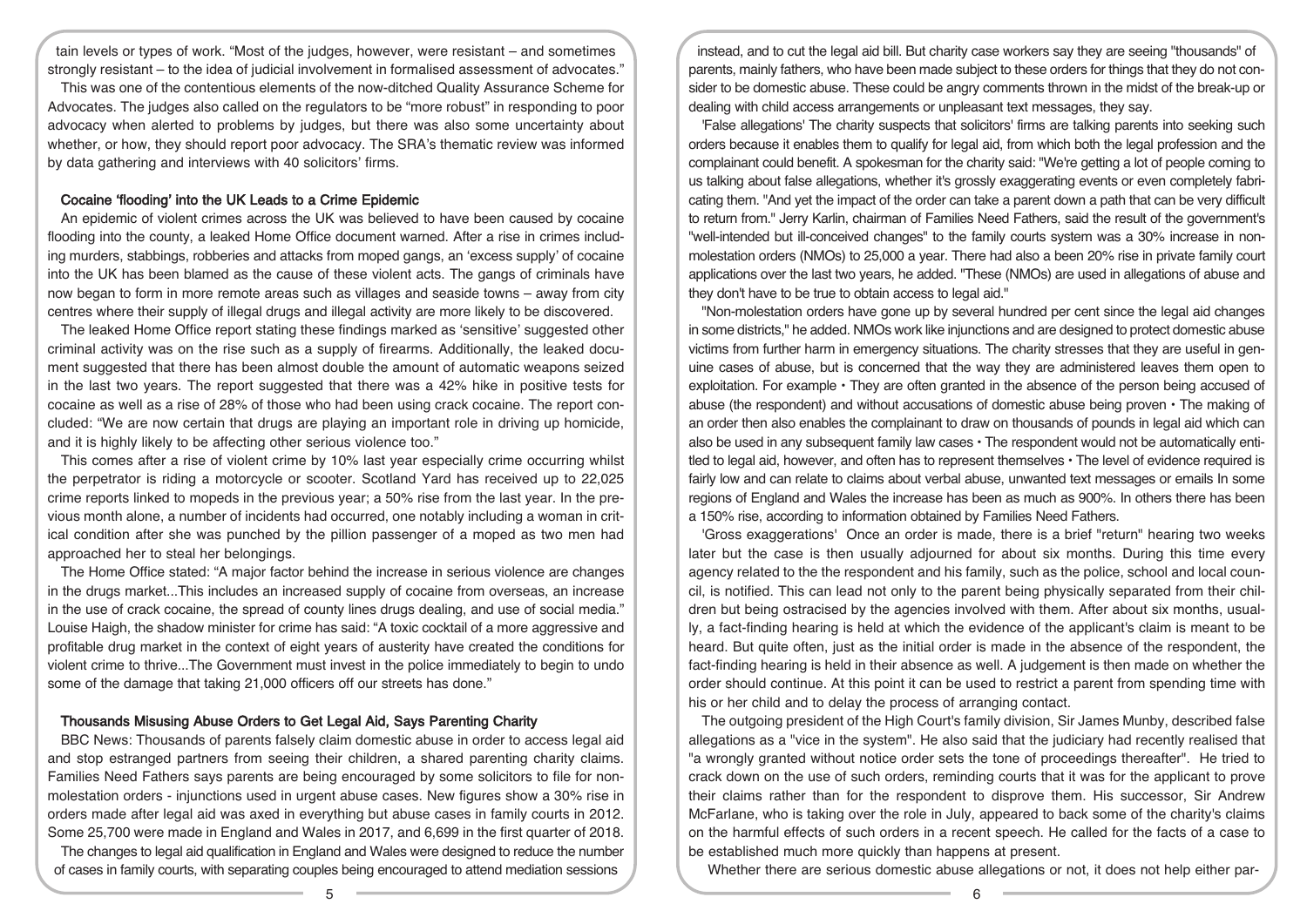tain levels or types of work. "Most of the judges, however, were resistant – and sometimes strongly resistant – to the idea of judicial involvement in formalised assessment of advocates."

This was one of the contentious elements of the now-ditched Quality Assurance Scheme for Advocates. The judges also called on the regulators to be "more robust" in responding to poor advocacy when alerted to problems by judges, but there was also some uncertainty about whether, or how, they should report poor advocacy. The SRA's thematic review was informed by data gathering and interviews with 40 solicitors' firms.

### Cocaine 'flooding' into the UK Leads to a Crime Epidemic

An epidemic of violent crimes across the UK was believed to have been caused by cocaine flooding into the county, a leaked Home Office document warned. After a rise in crimes including murders, stabbings, robberies and attacks from moped gangs, an 'excess supply' of cocaine into the UK has been blamed as the cause of these violent acts. The gangs of criminals have now began to form in more remote areas such as villages and seaside towns – away from city centres where their supply of illegal drugs and illegal activity are more likely to be discovered.

The leaked Home Office report stating these findings marked as 'sensitive' suggested other criminal activity was on the rise such as a supply of firearms. Additionally, the leaked document suggested that there has been almost double the amount of automatic weapons seized in the last two years. The report suggested that there was a 42% hike in positive tests for cocaine as well as a rise of 28% of those who had been using crack cocaine. The report concluded: "We are now certain that drugs are playing an important role in driving up homicide, and it is highly likely to be affecting other serious violence too."

This comes after a rise of violent crime by 10% last year especially crime occurring whilst the perpetrator is riding a motorcycle or scooter. Scotland Yard has received up to 22,025 crime reports linked to mopeds in the previous year; a 50% rise from the last year. In the previous month alone, a number of incidents had occurred, one notably including a woman in critical condition after she was punched by the pillion passenger of a moped as two men had approached her to steal her belongings.

The Home Office stated: "A major factor behind the increase in serious violence are changes in the drugs market...This includes an increased supply of cocaine from overseas, an increase in the use of crack cocaine, the spread of county lines drugs dealing, and use of social media." Louise Haigh, the shadow minister for crime has said: "A toxic cocktail of a more aggressive and profitable drug market in the context of eight years of austerity have created the conditions for violent crime to thrive...The Government must invest in the police immediately to begin to undo some of the damage that taking 21,000 officers off our streets has done."

### Thousands Misusing Abuse Orders to Get Legal Aid, Says Parenting Charity

BBC News: Thousands of parents falsely claim domestic abuse in order to access legal aid and stop estranged partners from seeing their children, a shared parenting charity claims. Families Need Fathers says parents are being encouraged by some solicitors to file for non-molestation orders - injunctions used in urgent abuse cases. New figures show a 30% rise in orders made after legal aid was axed in everything but abuse cases in family courts in 2012. Some 25,700 were made in England and Wales in 2017, and 6,699 in the first quarter of 2018.

The changes to legal aid qualification in England and Wales were designed to reduce the number of cases in family courts, with separating couples being encouraged to attend mediation sessions instead, and to cut the legal aid bill. But charity case workers say they are seeing "thousands" of parents, mainly fathers, who have been made subject to these orders for things that they do not consider to be domestic abuse. These could be angry comments thrown in the midst of the break-up or dealing with child access arrangements or unpleasant text messages, they say.

'False allegations' The charity suspects that solicitors' firms are talking parents into seeking such orders because it enables them to qualify for legal aid, from which both the legal profession and the complainant could benefit. A spokesman for the charity said: "We're getting a lot of people coming to us talking about false allegations, whether it's grossly exaggerating events or even completely fabricating them. "And yet the impact of the order can take a parent down a path that can be very difficult to return from." Jerry Karlin, chairman of Families Need Fathers, said the result of the government's "well-intended but ill-conceived changes" to the family courts system was a 30% increase in non-molestation orders (NMOs) to 25,000 a year. There had also a been 20% rise in private family court applications over the last two years, he added. "These (NMOs) are used in allegations of abuse and they don't have to be true to obtain access to legal aid."

"Non-molestation orders have gone up by several hundred per cent since the legal aid changes in some districts," he added. NMOs work like injunctions and are designed to protect domestic abuse victims from further harm in emergency situations. The charity stresses that they are useful in genuine cases of abuse, but is concerned that the way they are administered leaves them open to exploitation. For example • They are often granted in the absence of the person being accused of abuse (the respondent) and without accusations of domestic abuse being proven • The making of an order then also enables the complainant to draw on thousands of pounds in legal aid which can also be used in any subsequent family law cases • The respondent would not be automatically entitled to legal aid, however, and often has to represent themselves • The level of evidence required is fairly low and can relate to claims about verbal abuse, unwanted text messages or emails In some regions of England and Wales the increase has been as much as 900%. In others there has been a 150% rise, according to information obtained by Families Need Fathers.

'Gross exaggerations' Once an order is made, there is a brief "return" hearing two weeks later but the case is then usually adjourned for about six months. During this time every agency related to the respondent and his family, such as the police, school and local council, is notified. This can lead not only to the parent being physically separated from their children but being ostracised by the agencies involved with them. After about six months, usually, a fact-finding hearing is held at which the evidence of the applicant's claim is meant to be heard. But quite often, just as the initial order is made in the absence of the respondent, the fact-finding hearing is held in their absence as well. A judgement is then made on whether the order should continue. At this point it can be used to restrict a parent from spending time with his or her child and to delay the process of arranging contact.

The outgoing president of the High Court's family division, Sir James Munby, described false allegations as a "vice in the system". He also said that the judiciary had recently realised that "a wrongly granted without notice order sets the tone of proceedings thereafter". He tried to crack down on the use of such orders, reminding courts that it was for the applicant to prove their claims rather than for the respondent to disprove them. His successor, Sir Andrew McFarlane, who is taking over the role in July, appeared to back some of the charity's claims on the harmful effects of such orders in a recent speech. He called for the facts of a case to be established much more quickly than happens at present.

Whether there are serious domestic abuse allegations or not, it does not help either par-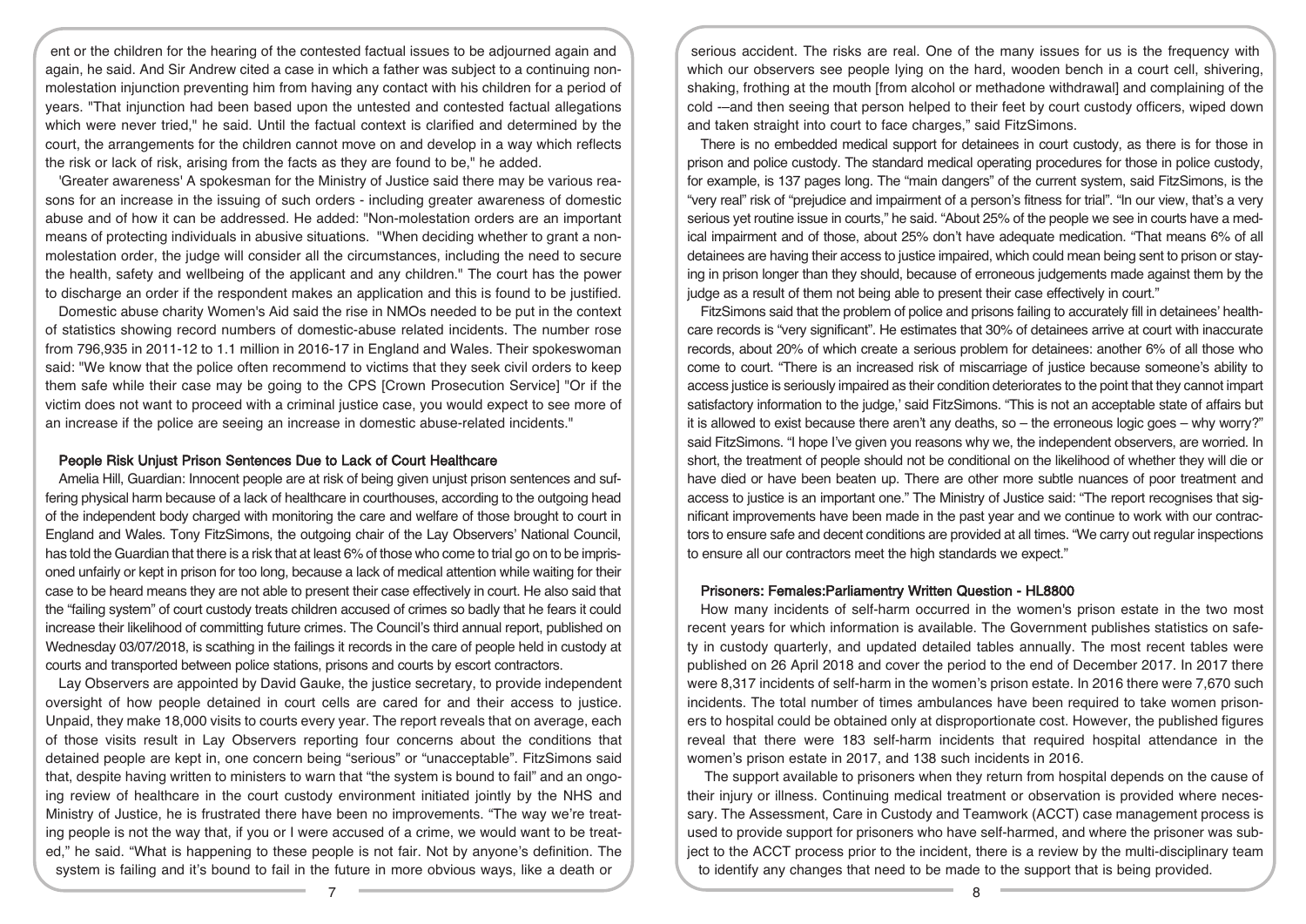ent or the children for the hearing of the contested factual issues to be adjourned again and again, he said. And Sir Andrew cited a case in which a father was subject to a continuing non-molestation injunction preventing him from having any contact with his children for a period of years. "That injunction had been based upon the untested and contested factual allegations which were never tried," he said. Until the factual context is clarified and determined by the court, the arrangements for the children cannot move on and develop in a way which reflects the risk or lack of risk, arising from the facts as they are found to be," he added.

'Greater awareness' A spokesman for the Ministry of Justice said there may be various reasons for an increase in the issuing of such orders - including greater awareness of domestic abuse and of how it can be addressed. He added: "Non-molestation orders are an important means of protecting individuals in abusive situations. "When deciding whether to grant a non-molestation order, the judge will consider all the circumstances, including the need to secure the health, safety and wellbeing of the applicant and any children." The court has the power to discharge an order if the respondent makes an application and this is found to be justified.

Domestic abuse charity Women's Aid said the rise in NMOs needed to be put in the context of statistics showing record numbers of domestic-abuse related incidents. The number rose from 796,935 in 2011-12 to 1.1 million in 2016-17 in England and Wales. Their spokeswoman said: "We know that the police often recommend to victims that they seek civil orders to keep them safe while their case may be going to the CPS [Crown Prosecution Service] "Or if the victim does not want to proceed with a criminal justice case, you would expect to see more of an increase if the police are seeing an increase in domestic abuse-related incidents."

## People Risk Unjust Prison Sentences Due to Lack of Court Healthcare

Amelia Hill, Guardian: Innocent people are at risk of being given unjust prison sentences and suffering physical harm because of a lack of healthcare in courthouses, according to the outgoing head of the independent body charged with monitoring the care and welfare of those brought to court in England and Wales. Tony FitzSimons, the outgoing chair of the Lay Observers' National Council, has told the Guardian that there is a risk that at least 6% of those who come to trial go on to be imprisoned unfairly or kept in prison for too long, because a lack of medical attention while waiting for their case to be heard means they are not able to present their case effectively in court. He also said that the "failing system" of court custody treats children accused of crimes so badly that he fears it could increase their likelihood of committing future crimes. The Council's third annual report, published on Wednesday 03/07/2018, is scathing in the failings it records in the care of people held in custody at courts and transported between police stations, prisons and courts by escort contractors.

Lay Observers are appointed by David Gauke, the justice secretary, to provide independent oversight of how people detained in court cells are cared for and their access to justice. Unpaid, they make 18,000 visits to courts every year. The report reveals that on average, each of those visits result in Lay Observers reporting four concerns about the conditions that detained people are kept in, one concern being "serious" or "unacceptable". FitzSimons said that, despite having written to ministers to warn that "the system is bound to fail" and an ongoing review of healthcare in the court custody environment initiated jointly by the NHS and Ministry of Justice, he is frustrated there have been no improvements. "The way we're treating people is not the way that, if you or I were accused of a crime, we would want to be treated," he said. "What is happening to these people is not fair. Not by anyone's definition. The system is failing and it's bound to fail in the future in more obvious ways, like a death or serious accident. The risks are real. One of the many issues for us is the frequency with which our observers see people lying on the hard, wooden bench in a court cell, shivering, shaking, frothing at the mouth [from alcohol or methadone withdrawal] and complaining of the cold -–and then seeing that person helped to their feet by court custody officers, wiped down and taken straight into court to face charges," said FitzSimons.

There is no embedded medical support for detainees in court custody, as there is for those in prison and police custody. The standard medical operating procedures for those in police custody, for example, is 137 pages long. The "main dangers" of the current system, said FitzSimons, is the "very real" risk of "prejudice and impairment of a person's fitness for trial". "In our view, that's a very serious yet routine issue in courts," he said. "About 25% of the people we see in courts have a medical impairment and of those, about 25% don't have adequate medication. "That means 6% of all detainees are having their access to justice impaired, which could mean being sent to prison or staying in prison longer than they should, because of erroneous judgements made against them by the judge as a result of them not being able to present their case effectively in court."

FitzSimons said that the problem of police and prisons failing to accurately fill in detainees' healthcare records is "very significant". He estimates that 30% of detainees arrive at court with inaccurate records, about 20% of which create a serious problem for detainees: another 6% of all those who come to court. "There is an increased risk of miscarriage of justice because someone's ability to access justice is seriously impaired as their condition deteriorates to the point that they cannot impart satisfactory information to the judge,' said FitzSimons. "This is not an acceptable state of affairs but it is allowed to exist because there aren't any deaths, so – the erroneous logic goes – why worry?" said FitzSimons. "I hope I've given you reasons why we, the independent observers, are worried. In short, the treatment of people should not be conditional on the likelihood of whether they will die or have died or have been beaten up. There are other more subtle nuances of poor treatment and access to justice is an important one." The Ministry of Justice said: "The report recognises that significant improvements have been made in the past year and we continue to work with our contractors to ensure safe and decent conditions are provided at all times. "We carry out regular inspections to ensure all our contractors meet the high standards we expect."

## Prisoners: Females:Parliamentry Written Question - HL8800

How many incidents of self-harm occurred in the women's prison estate in the two most recent years for which information is available. The Government publishes statistics on safety in custody quarterly, and updated detailed tables annually. The most recent tables were published on 26 April 2018 and cover the period to the end of December 2017. In 2017 there were 8,317 incidents of self-harm in the women's prison estate. In 2016 there were 7,670 such incidents. The total number of times ambulances have been required to take women prisoners to hospital could be obtained only at disproportionate cost. However, the published figures reveal that there were 183 self-harm incidents that required hospital attendance in the women's prison estate in 2017, and 138 such incidents in 2016.

The support available to prisoners when they return from hospital depends on the cause of their injury or illness. Continuing medical treatment or observation is provided where necessary. The Assessment, Care in Custody and Teamwork (ACCT) case management process is used to provide support for prisoners who have self-harmed, and where the prisoner was subject to the ACCT process prior to the incident, there is a review by the multi-disciplinary team to identify any changes that need to be made to the support that is being provided.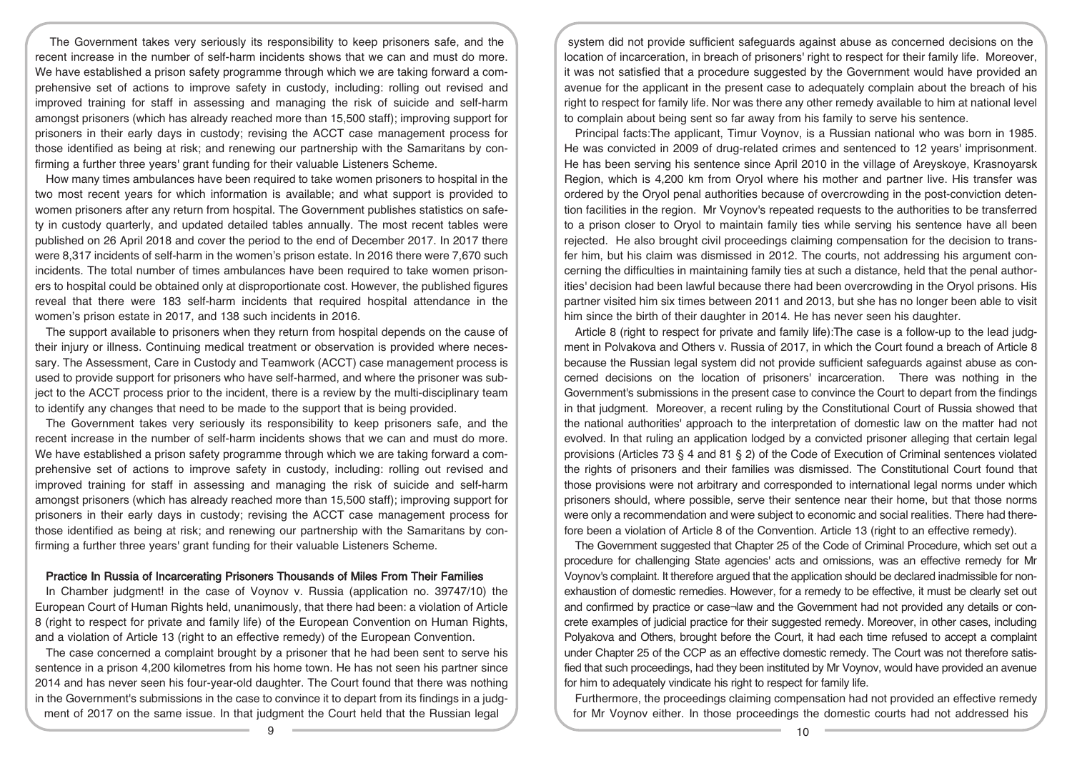The Government takes very seriously its responsibility to keep prisoners safe, and the recent increase in the number of self-harm incidents shows that we can and must do more. We have established a prison safety programme through which we are taking forward a comprehensive set of actions to improve safety in custody, including: rolling out revised and improved training for staff in assessing and managing the risk of suicide and self-harm amongst prisoners (which has already reached more than 15,500 staff); improving support for prisoners in their early days in custody; revising the ACCT case management process for those identified as being at risk; and renewing our partnership with the Samaritans by confirming a further three years' grant funding for their valuable Listeners Scheme.

How many times ambulances have been required to take women prisoners to hospital in the two most recent years for which information is available; and what support is provided to women prisoners after any return from hospital. The Government publishes statistics on safety in custody quarterly, and updated detailed tables annually. The most recent tables were published on 26 April 2018 and cover the period to the end of December 2017. In 2017 there were 8,317 incidents of self-harm in the women's prison estate. In 2016 there were 7,670 such incidents. The total number of times ambulances have been required to take women prisoners to hospital could be obtained only at disproportionate cost. However, the published figures reveal that there were 183 self-harm incidents that required hospital attendance in the women's prison estate in 2017, and 138 such incidents in 2016.

The support available to prisoners when they return from hospital depends on the cause of their injury or illness. Continuing medical treatment or observation is provided where necessary. The Assessment, Care in Custody and Teamwork (ACCT) case management process is used to provide support for prisoners who have self-harmed, and where the prisoner was subject to the ACCT process prior to the incident, there is a review by the multi-disciplinary team to identify any changes that need to be made to the support that is being provided.

The Government takes very seriously its responsibility to keep prisoners safe, and the recent increase in the number of self-harm incidents shows that we can and must do more. We have established a prison safety programme through which we are taking forward a comprehensive set of actions to improve safety in custody, including: rolling out revised and improved training for staff in assessing and managing the risk of suicide and self-harm amongst prisoners (which has already reached more than 15,500 staff); improving support for prisoners in their early days in custody; revising the ACCT case management process for those identified as being at risk; and renewing our partnership with the Samaritans by confirming a further three years' grant funding for their valuable Listeners Scheme.

## Practice In Russia of Incarcerating Prisoners Thousands of Miles From Their Families

In Chamber judgment! in the case of Voynov v. Russia (application no. 39747/10) the European Court of Human Rights held, unanimously, that there had been: a violation of Article 8 (right to respect for private and family life) of the European Convention on Human Rights, and a violation of Article 13 (right to an effective remedy) of the European Convention.

The case concerned a complaint brought by a prisoner that he had been sent to serve his sentence in a prison 4,200 kilometres from his home town. He has not seen his partner since 2014 and has never seen his four-year-old daughter. The Court found that there was nothing in the Government's submissions in the case to convince it to depart from its findings in a judgment of 2017 on the same issue. In that judgment the Court held that the Russian legal system did not provide sufficient safeguards against abuse as concerned decisions on the location of incarceration, in breach of prisoners' right to respect for their family life. Moreover, it was not satisfied that a procedure suggested by the Government would have provided an avenue for the applicant in the present case to adequately complain about the breach of his right to respect for family life. Nor was there any other remedy available to him at national level to complain about being sent so far away from his family to serve his sentence.

Principal facts:The applicant, Timur Voynov, is a Russian national who was born in 1985. He was convicted in 2009 of drug-related crimes and sentenced to 12 years' imprisonment. He has been serving his sentence since April 2010 in the village of Areyskoye, Krasnoyarsk Region, which is 4,200 km from Oryol where his mother and partner live. His transfer was ordered by the Oryol penal authorities because of overcrowding in the post-conviction detention facilities in the region. Mr Voynov's repeated requests to the authorities to be transferred to a prison closer to Oryol to maintain family ties while serving his sentence have all been rejected. He also brought civil proceedings claiming compensation for the decision to transfer him, but his claim was dismissed in 2012. The courts, not addressing his argument concerning the difficulties in maintaining family ties at such a distance, held that the penal authorities' decision had been lawful because there had been overcrowding in the Oryol prisons. His partner visited him six times between 2011 and 2013, but she has no longer been able to visit him since the birth of their daughter in 2014. He has never seen his daughter.

Article 8 (right to respect for private and family life):The case is a follow-up to the lead judgment in Polvakova and Others v. Russia of 2017, in which the Court found a breach of Article 8 because the Russian legal system did not provide sufficient safeguards against abuse as concerned decisions on the location of prisoners' incarceration. There was nothing in the Government's submissions in the present case to convince the Court to depart from the findings in that judgment. Moreover, a recent ruling by the Constitutional Court of Russia showed that the national authorities' approach to the interpretation of domestic law on the matter had not evolved. In that ruling an application lodged by a convicted prisoner alleging that certain legal provisions (Articles 73 § 4 and 81 § 2) of the Code of Execution of Criminal sentences violated the rights of prisoners and their families was dismissed. The Constitutional Court found that those provisions were not arbitrary and corresponded to international legal norms under which prisoners should, where possible, serve their sentence near their home, but that those norms were only a recommendation and were subject to economic and social realities. There had therefore been a violation of Article 8 of the Convention. Article 13 (right to an effective remedy).

The Government suggested that Chapter 25 of the Code of Criminal Procedure, which set out a procedure for challenging State agencies' acts and omissions, was an effective remedy for Mr Voynov's complaint. It therefore argued that the application should be declared inadmissible for non-exhaustion of domestic remedies. However, for a remedy to be effective, it must be clearly set out and confirmed by practice or case¬law and the Government had not provided any details or concrete examples of judicial practice for their suggested remedy. Moreover, in other cases, including Polyakova and Others, brought before the Court, it had each time refused to accept a complaint under Chapter 25 of the CCP as an effective domestic remedy. The Court was not therefore satisfied that such proceedings, had they been instituted by Mr Voynov, would have provided an avenue for him to adequately vindicate his right to respect for family life.

Furthermore, the proceedings claiming compensation had not provided an effective remedy for Mr Voynov either. In those proceedings the domestic courts had not addressed his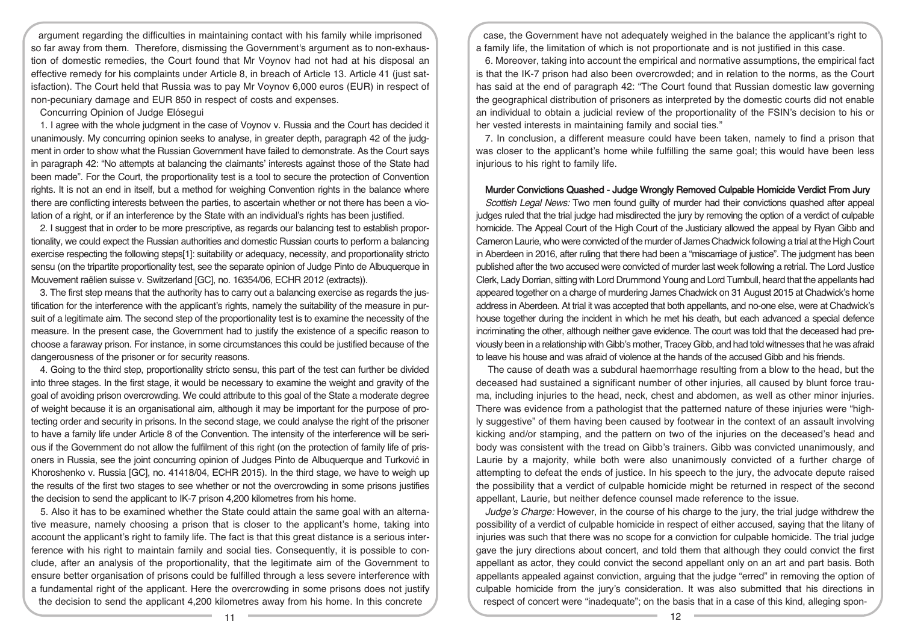argument regarding the difficulties in maintaining contact with his family while imprisoned so far away from them. Therefore, dismissing the Government's argument as to non-exhaustion of domestic remedies, the Court found that Mr Voynov had not had at his disposal an effective remedy for his complaints under Article 8, in breach of Article 13. Article 41 (just satisfaction). The Court held that Russia was to pay Mr Voynov 6,000 euros (EUR) in respect of non-pecuniary damage and EUR 850 in respect of costs and expenses.

Concurring Opinion of Judge Elósegui

1. I agree with the whole judgment in the case of Voynov v. Russia and the Court has decided it unanimously. My concurring opinion seeks to analyse, in greater depth, paragraph 42 of the judgment in order to show what the Russian Government have failed to demonstrate. As the Court says in paragraph 42: "No attempts at balancing the claimants' interests against those of the State had been made". For the Court, the proportionality test is a tool to secure the protection of Convention rights. It is not an end in itself, but a method for weighing Convention rights in the balance where there are conflicting interests between the parties, to ascertain whether or not there has been a violation of a right, or if an interference by the State with an individual's rights has been justified.

2. I suggest that in order to be more prescriptive, as regards our balancing test to establish proportionality, we could expect the Russian authorities and domestic Russian courts to perform a balancing exercise respecting the following steps[1]: suitability or adequacy, necessity, and proportionality stricto sensu (on the tripartite proportionality test, see the separate opinion of Judge Pinto de Albuquerque in Mouvement raëlien suisse v. Switzerland [GC], no. 16354/06, ECHR 2012 (extracts)).

3. The first step means that the authority has to carry out a balancing exercise as regards the justification for the interference with the applicant's rights, namely the suitability of the measure in pursuit of a legitimate aim. The second step of the proportionality test is to examine the necessity of the measure. In the present case, the Government had to justify the existence of a specific reason to choose a faraway prison. For instance, in some circumstances this could be justified because of the dangerousness of the prisoner or for security reasons.

4. Going to the third step, proportionality stricto sensu, this part of the test can further be divided into three stages. In the first stage, it would be necessary to examine the weight and gravity of the goal of avoiding prison overcrowding. We could attribute to this goal of the State a moderate degree of weight because it is an organisational aim, although it may be important for the purpose of protecting order and security in prisons. In the second stage, we could analyse the right of the prisoner to have a family life under Article 8 of the Convention. The intensity of the interference will be serious if the Government do not allow the fulfilment of this right (on the protection of family life of prisoners in Russia, see the joint concurring opinion of Judges Pinto de Albuquerque and Turković in Khoroshenko v. Russia [GC], no. 41418/04, ECHR 2015). In the third stage, we have to weigh up the results of the first two stages to see whether or not the overcrowding in some prisons justifies the decision to send the applicant to IK-7 prison 4,200 kilometres from his home.

5. Also it has to be examined whether the State could attain the same goal with an alternative measure, namely choosing a prison that is closer to the applicant's home, taking into account the applicant's right to family life. The fact is that this great distance is a serious interference with his right to maintain family and social ties. Consequently, it is possible to conclude, after an analysis of the proportionality, that the legitimate aim of the Government to ensure better organisation of prisons could be fulfilled through a less severe interference with a fundamental right of the applicant. Here the overcrowding in some prisons does not justify the decision to send the applicant 4,200 kilometres away from his home. In this concrete case, the Government have not adequately weighed in the balance the applicant's right to a family life, the limitation of which is not proportionate and is not justified in this case.

6. Moreover, taking into account the empirical and normative assumptions, the empirical fact is that the IK-7 prison had also been overcrowded; and in relation to the norms, as the Court has said at the end of paragraph 42: "The Court found that Russian domestic law governing the geographical distribution of prisoners as interpreted by the domestic courts did not enable an individual to obtain a judicial review of the proportionality of the FSIN's decision to his or her vested interests in maintaining family and social ties."

7. In conclusion, a different measure could have been taken, namely to find a prison that was closer to the applicant's home while fulfilling the same goal; this would have been less injurious to his right to family life.

## Murder Convictions Quashed - Judge Wrongly Removed Culpable Homicide Verdict From Jury

*Scottish Legal News:* Two men found guilty of murder had their convictions quashed after appeal judges ruled that the trial judge had misdirected the jury by removing the option of a verdict of culpable homicide. The Appeal Court of the High Court of the Justiciary allowed the appeal by Ryan Gibb and Cameron Laurie, who were convicted of the murder of James Chadwick following a trial at the High Court in Aberdeen in 2016, after ruling that there had been a "miscarriage of justice". The judgment has been published after the two accused were convicted of murder last week following a retrial. The Lord Justice Clerk, Lady Dorrian, sitting with Lord Drummond Young and Lord Turnbull, heard that the appellants had appeared together on a charge of murdering James Chadwick on 31 August 2015 at Chadwick's home address in Aberdeen. At trial it was accepted that both appellants, and no-one else, were at Chadwick's house together during the incident in which he met his death, but each advanced a special defence incriminating the other, although neither gave evidence. The court was told that the deceased had previously been in a relationship with Gibb's mother, Tracey Gibb, and had told witnesses that he was afraid to leave his house and was afraid of violence at the hands of the accused Gibb and his friends.

The cause of death was a subdural haemorrhage resulting from a blow to the head, but the deceased had sustained a significant number of other injuries, all caused by blunt force trauma, including injuries to the head, neck, chest and abdomen, as well as other minor injuries. There was evidence from a pathologist that the patterned nature of these injuries were "highly suggestive" of them having been caused by footwear in the context of an assault involving kicking and/or stamping, and the pattern on two of the injuries on the deceased's head and body was consistent with the tread on Gibb's trainers. Gibb was convicted unanimously, and Laurie by a majority, while both were also unanimously convicted of a further charge of attempting to defeat the ends of justice. In his speech to the jury, the advocate depute raised the possibility that a verdict of culpable homicide might be returned in respect of the second appellant, Laurie, but neither defence counsel made reference to the issue.

*Judge's Charge:* However, in the course of his charge to the jury, the trial judge withdrew the possibility of a verdict of culpable homicide in respect of either accused, saying that the litany of injuries was such that there was no scope for a conviction for culpable homicide. The trial judge gave the jury directions about concert, and told them that although they could convict the first appellant as actor, they could convict the second appellant only on an art and part basis. Both appellants appealed against conviction, arguing that the judge "erred" in removing the option of culpable homicide from the jury's consideration. It was also submitted that his directions in respect of concert were "inadequate"; on the basis that in a case of this kind, alleging spon-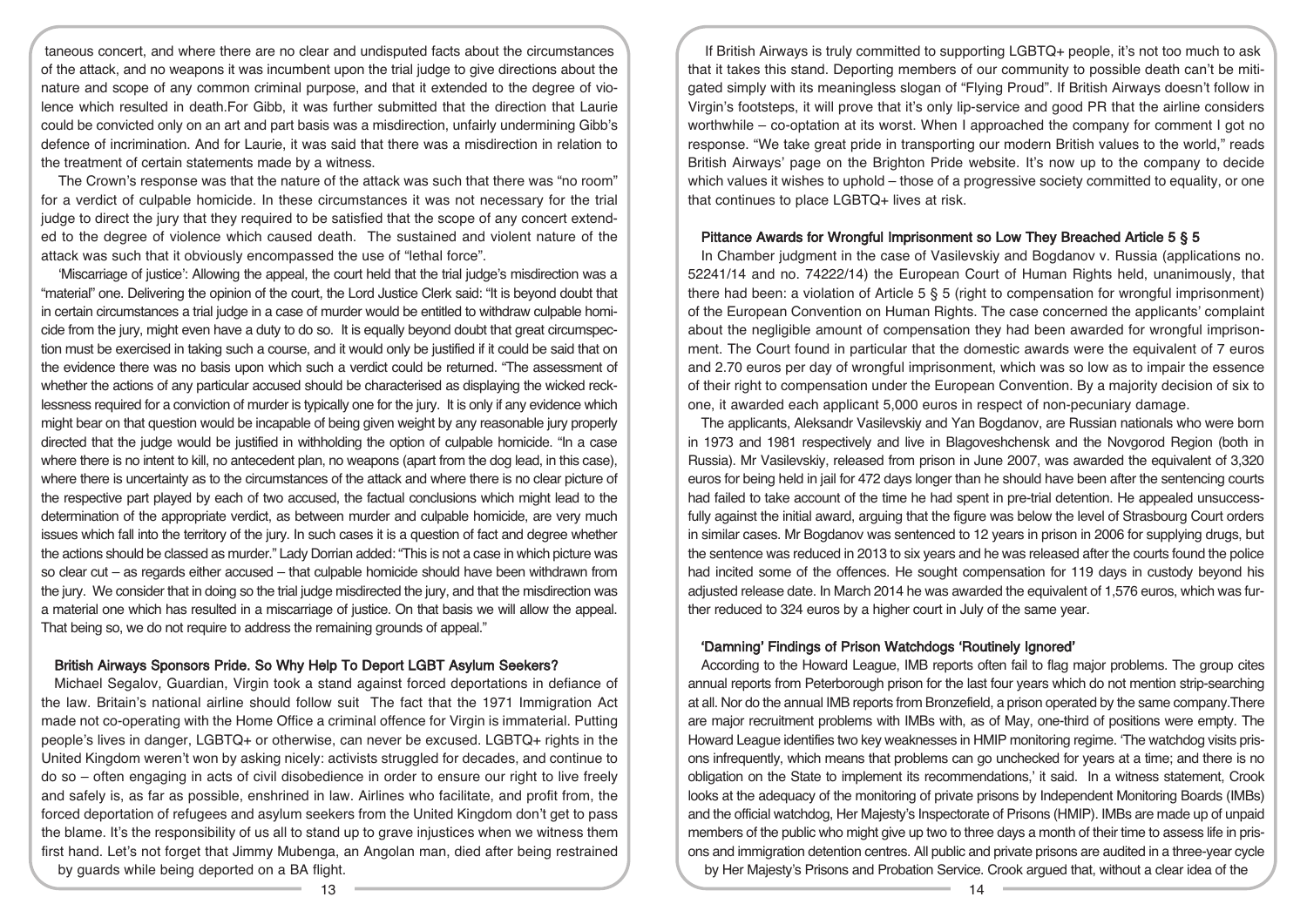taneous concert, and where there are no clear and undisputed facts about the circumstances of the attack, and no weapons it was incumbent upon the trial judge to give directions about the nature and scope of any common criminal purpose, and that it extended to the degree of violence which resulted in death.For Gibb, it was further submitted that the direction that Laurie could be convicted only on an art and part basis was a misdirection, unfairly undermining Gibb's defence of incrimination. And for Laurie, it was said that there was a misdirection in relation to the treatment of certain statements made by a witness.

The Crown's response was that the nature of the attack was such that there was "no room" for a verdict of culpable homicide. In these circumstances it was not necessary for the trial judge to direct the jury that they required to be satisfied that the scope of any concert extended to the degree of violence which caused death. The sustained and violent nature of the attack was such that it obviously encompassed the use of "lethal force".

'Miscarriage of justice': Allowing the appeal, the court held that the trial judge's misdirection was a "material" one. Delivering the opinion of the court, the Lord Justice Clerk said: "It is beyond doubt that in certain circumstances a trial judge in a case of murder would be entitled to withdraw culpable homicide from the jury, might even have a duty to do so. It is equally beyond doubt that great circumspection must be exercised in taking such a course, and it would only be justified if it could be said that on the evidence there was no basis upon which such a verdict could be returned. "The assessment of whether the actions of any particular accused should be characterised as displaying the wicked recklessness required for a conviction of murder is typically one for the jury. It is only if any evidence which might bear on that question would be incapable of being given weight by any reasonable jury properly directed that the judge would be justified in withholding the option of culpable homicide. "In a case where there is no intent to kill, no antecedent plan, no weapons (apart from the dog lead, in this case), where there is uncertainty as to the circumstances of the attack and where there is no clear picture of the respective part played by each of two accused, the factual conclusions which might lead to the determination of the appropriate verdict, as between murder and culpable homicide, are very much issues which fall into the territory of the jury. In such cases it is a question of fact and degree whether the actions should be classed as murder." Lady Dorrian added: "This is not a case in which picture was so clear cut – as regards either accused – that culpable homicide should have been withdrawn from the jury. We consider that in doing so the trial judge misdirected the jury, and that the misdirection was a material one which has resulted in a miscarriage of justice. On that basis we will allow the appeal. That being so, we do not require to address the remaining grounds of appeal."

## British Airways Sponsors Pride. So Why Help To Deport LGBT Asylum Seekers?

Michael Segalov, Guardian, Virgin took a stand against forced deportations in defiance of the law. Britain's national airline should follow suit The fact that the 1971 Immigration Act made not co-operating with the Home Office a criminal offence for Virgin is immaterial. Putting people's lives in danger, LGBTQ+ or otherwise, can never be excused. LGBTQ+ rights in the United Kingdom weren't won by asking nicely: activists struggled for decades, and continue to do so – often engaging in acts of civil disobedience in order to ensure our right to live freely and safely is, as far as possible, enshrined in law. Airlines who facilitate, and profit from, the forced deportation of refugees and asylum seekers from the United Kingdom don't get to pass the blame. It's the responsibility of us all to stand up to grave injustices when we witness them first hand. Let's not forget that Jimmy Mubenga, an Angolan man, died after being restrained by guards while being deported on a BA flight.

If British Airways is truly committed to supporting LGBTQ+ people, it's not too much to ask that it takes this stand. Deporting members of our community to possible death can't be mitigated simply with its meaningless slogan of "Flying Proud". If British Airways doesn't follow in Virgin's footsteps, it will prove that it's only lip-service and good PR that the airline considers worthwhile – co-optation at its worst. When I approached the company for comment I got no response. "We take great pride in transporting our modern British values to the world," reads British Airways' page on the Brighton Pride website. It's now up to the company to decide which values it wishes to uphold – those of a progressive society committed to equality, or one that continues to place LGBTQ+ lives at risk.

## Pittance Awards for Wrongful Imprisonment so Low They Breached Article 5 § 5

In Chamber judgment in the case of Vasilevskiy and Bogdanov v. Russia (applications no. 52241/14 and no. 74222/14) the European Court of Human Rights held, unanimously, that there had been: a violation of Article 5 § 5 (right to compensation for wrongful imprisonment) of the European Convention on Human Rights. The case concerned the applicants' complaint about the negligible amount of compensation they had been awarded for wrongful imprisonment. The Court found in particular that the domestic awards were the equivalent of 7 euros and 2.70 euros per day of wrongful imprisonment, which was so low as to impair the essence of their right to compensation under the European Convention. By a majority decision of six to one, it awarded each applicant 5,000 euros in respect of non-pecuniary damage.

The applicants, Aleksandr Vasilevskiy and Yan Bogdanov, are Russian nationals who were born in 1973 and 1981 respectively and live in Blagoveshchensk and the Novgorod Region (both in Russia). Mr Vasilevskiy, released from prison in June 2007, was awarded the equivalent of 3,320 euros for being held in jail for 472 days longer than he should have been after the sentencing courts had failed to take account of the time he had spent in pre-trial detention. He appealed unsuccessfully against the initial award, arguing that the figure was below the level of Strasbourg Court orders in similar cases. Mr Bogdanov was sentenced to 12 years in prison in 2006 for supplying drugs, but the sentence was reduced in 2013 to six years and he was released after the courts found the police had incited some of the offences. He sought compensation for 119 days in custody beyond his adjusted release date. In March 2014 he was awarded the equivalent of 1,576 euros, which was further reduced to 324 euros by a higher court in July of the same year.

## 'Damning' Findings of Prison Watchdogs 'Routinely Ignored'

According to the Howard League, IMB reports often fail to flag major problems. The group cites annual reports from Peterborough prison for the last four years which do not mention strip-searching at all. Nor do the annual IMB reports from Bronzefield, a prison operated by the same company.There are major recruitment problems with IMBs with, as of May, one-third of positions were empty. The Howard League identifies two key weaknesses in HMIP monitoring regime. 'The watchdog visits prisons infrequently, which means that problems can go unchecked for years at a time; and there is no obligation on the State to implement its recommendations,' it said. In a witness statement, Crook looks at the adequacy of the monitoring of private prisons by Independent Monitoring Boards (IMBs) and the official watchdog, Her Majesty's Inspectorate of Prisons (HMIP). IMBs are made up of unpaid members of the public who might give up two to three days a month of their time to assess life in prisons and immigration detention centres. All public and private prisons are audited in a three-year cycle by Her Majesty's Prisons and Probation Service. Crook argued that, without a clear idea of the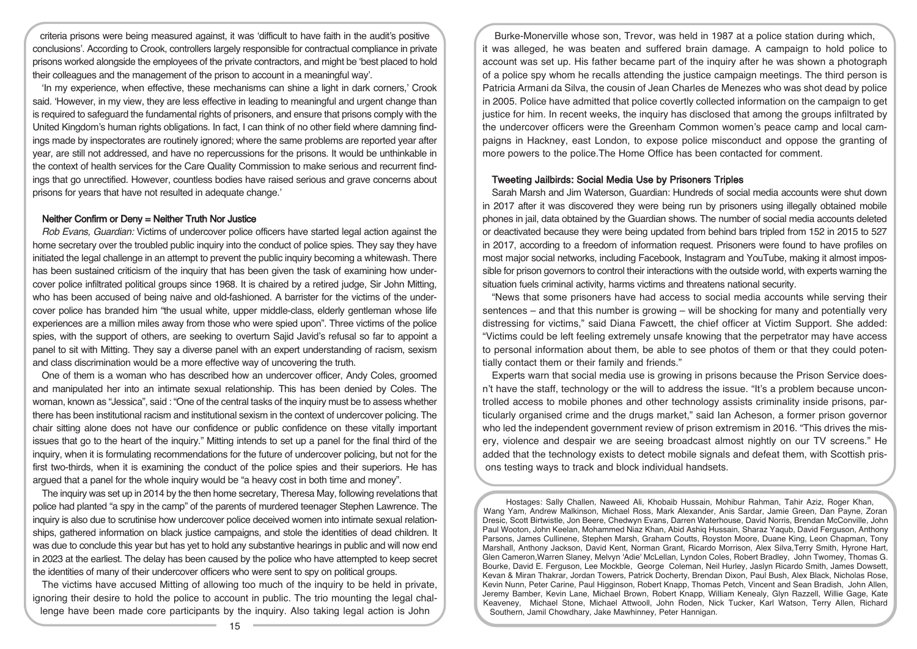criteria prisons were being measured against, it was 'difficult to have faith in the audit's positive conclusions'. According to Crook, controllers largely responsible for contractual compliance in private prisons worked alongside the employees of the private contractors, and might be 'best placed to hold their colleagues and the management of the prison to account in a meaningful way'.

'In my experience, when effective, these mechanisms can shine a light in dark corners,' Crook said. 'However, in my view, they are less effective in leading to meaningful and urgent change than is required to safeguard the fundamental rights of prisoners, and ensure that prisons comply with the United Kingdom's human rights obligations. In fact, I can think of no other field where damning findings made by inspectorates are routinely ignored; where the same problems are reported year after year, are still not addressed, and have no repercussions for the prisons. It would be unthinkable in the context of health services for the Care Quality Commission to make serious and recurrent findings that go unrectified. However, countless bodies have raised serious and grave concerns about prisons for years that have not resulted in adequate change.'

### Neither Confirm or Deny = Neither Truth Nor Justice

*Rob Evans, Guardian:* Victims of undercover police officers have started legal action against the home secretary over the troubled public inquiry into the conduct of police spies. They say they have initiated the legal challenge in an attempt to prevent the public inquiry becoming a whitewash. There has been sustained criticism of the inquiry that has been given the task of examining how undercover police infiltrated political groups since 1968. It is chaired by a retired judge, Sir John Mitting, who has been accused of being naive and old-fashioned. A barrister for the victims of the undercover police has branded him "the usual white, upper middle-class, elderly gentleman whose life experiences are a million miles away from those who were spied upon". Three victims of the police spies, with the support of others, are seeking to overturn Sajid Javid's refusal so far to appoint a panel to sit with Mitting. They say a diverse panel with an expert understanding of racism, sexism and class discrimination would be a more effective way of uncovering the truth.

One of them is a woman who has described how an undercover officer, Andy Coles, groomed and manipulated her into an intimate sexual relationship. This has been denied by Coles. The woman, known as "Jessica", said : "One of the central tasks of the inquiry must be to assess whether there has been institutional racism and institutional sexism in the context of undercover policing. The chair sitting alone does not have our confidence or public confidence on these vitally important issues that go to the heart of the inquiry." Mitting intends to set up a panel for the final third of the inquiry, when it is formulating recommendations for the future of undercover policing, but not for the first two-thirds, when it is examining the conduct of the police spies and their superiors. He has argued that a panel for the whole inquiry would be "a heavy cost in both time and money".

The inquiry was set up in 2014 by the then home secretary, Theresa May, following revelations that police had planted "a spy in the camp" of the parents of murdered teenager Stephen Lawrence. The inquiry is also due to scrutinise how undercover police deceived women into intimate sexual relationships, gathered information on black justice campaigns, and stole the identities of dead children. It was due to conclude this year but has yet to hold any substantive hearings in public and will now end in 2023 at the earliest. The delay has been caused by the police who have attempted to keep secret the identities of many of their undercover officers who were sent to spy on political groups.

The victims have accused Mitting of allowing too much of the inquiry to be held in private, ignoring their desire to hold the police to account in public. The trio mounting the legal challenge have been made core participants by the inquiry. Also taking legal action is John Burke-Monerville whose son, Trevor, was held in 1987 at a police station during which, it was alleged, he was beaten and suffered brain damage. A campaign to hold police to account was set up. His father became part of the inquiry after he was shown a photograph of a police spy whom he recalls attending the justice campaign meetings. The third person is Patricia Armani da Silva, the cousin of Jean Charles de Menezes who was shot dead by police in 2005. Police have admitted that police covertly collected information on the campaign to get justice for him. In recent weeks, the inquiry has disclosed that among the groups infiltrated by the undercover officers were the Greenham Common women's peace camp and local campaigns in Hackney, east London, to expose police misconduct and oppose the granting of more powers to the police.The Home Office has been contacted for comment.

### Tweeting Jailbirds: Social Media Use by Prisoners Triples

Sarah Marsh and Jim Waterson, Guardian: Hundreds of social media accounts were shut down in 2017 after it was discovered they were being run by prisoners using illegally obtained mobile phones in jail, data obtained by the Guardian shows. The number of social media accounts deleted or deactivated because they were being updated from behind bars tripled from 152 in 2015 to 527 in 2017, according to a freedom of information request. Prisoners were found to have profiles on most major social networks, including Facebook, Instagram and YouTube, making it almost impossible for prison governors to control their interactions with the outside world, with experts warning the situation fuels criminal activity, harms victims and threatens national security.

"News that some prisoners have had access to social media accounts while serving their sentences – and that this number is growing – will be shocking for many and potentially very distressing for victims," said Diana Fawcett, the chief officer at Victim Support. She added: "Victims could be left feeling extremely unsafe knowing that the perpetrator may have access to personal information about them, be able to see photos of them or that they could potentially contact them or their family and friends."

Experts warn that social media use is growing in prisons because the Prison Service doesn't have the staff, technology or the will to address the issue. "It's a problem because uncontrolled access to mobile phones and other technology assists criminality inside prisons, particularly organised crime and the drugs market," said Ian Acheson, a former prison governor who led the independent government review of prison extremism in 2016. "This drives the misery, violence and despair we are seeing broadcast almost nightly on our TV screens." He added that the technology exists to detect mobile signals and defeat them, with Scottish prisons testing ways to track and block individual handsets.

Hostages: Sally Challen, Naweed Ali, Khobaib Hussain, Mohibur Rahman, Tahir Aziz, Roger Khan, Wang Yam, Andrew Malkinson, Michael Ross, Mark Alexander, Anis Sardar, Jamie Green, Dan Payne, Zoran Dresic, Scott Birtwistle, Jon Beere, Chedwyn Evans, Darren Waterhouse, David Norris, Brendan McConville, John Paul Wooton, John Keelan, Mohammed Niaz Khan, Abid Ashiq Hussain, Sharaz Yaqub, David Ferguson, Anthony Parsons, James Cullinene, Stephen Marsh, Graham Coutts, Royston Moore, Duane King, Leon Chapman, Tony Marshall, Anthony Jackson, David Kent, Norman Grant, Ricardo Morrison, Alex Silva,Terry Smith, Hyrone Hart, Glen Cameron,Warren Slaney, Melvyn 'Adie' McLellan, Lyndon Coles, Robert Bradley, John Twomey, Thomas G. Bourke, David E. Ferguson, Lee Mockble, George Coleman, Neil Hurley, Jaslyn Ricardo Smith, James Dowsett, Kevan & Miran Thakrar, Jordan Towers, Patrick Docherty, Brendan Dixon, Paul Bush, Alex Black, Nicholas Rose, Kevin Nunn, Peter Carine, Paul Higginson, Robert Knapp, Thomas Petch, Vincent and Sean Bradish, John Allen, Jeremy Bamber, Kevin Lane, Michael Brown, Robert Knapp, William Kenealy, Glyn Razzell, Willie Gage, Kate Keaveney, Michael Stone, Michael Attwooll, John Roden, Nick Tucker, Karl Watson, Terry Allen, Richard Southern, Jamil Chowdhary, Jake Mawhinney, Peter Hannigan.